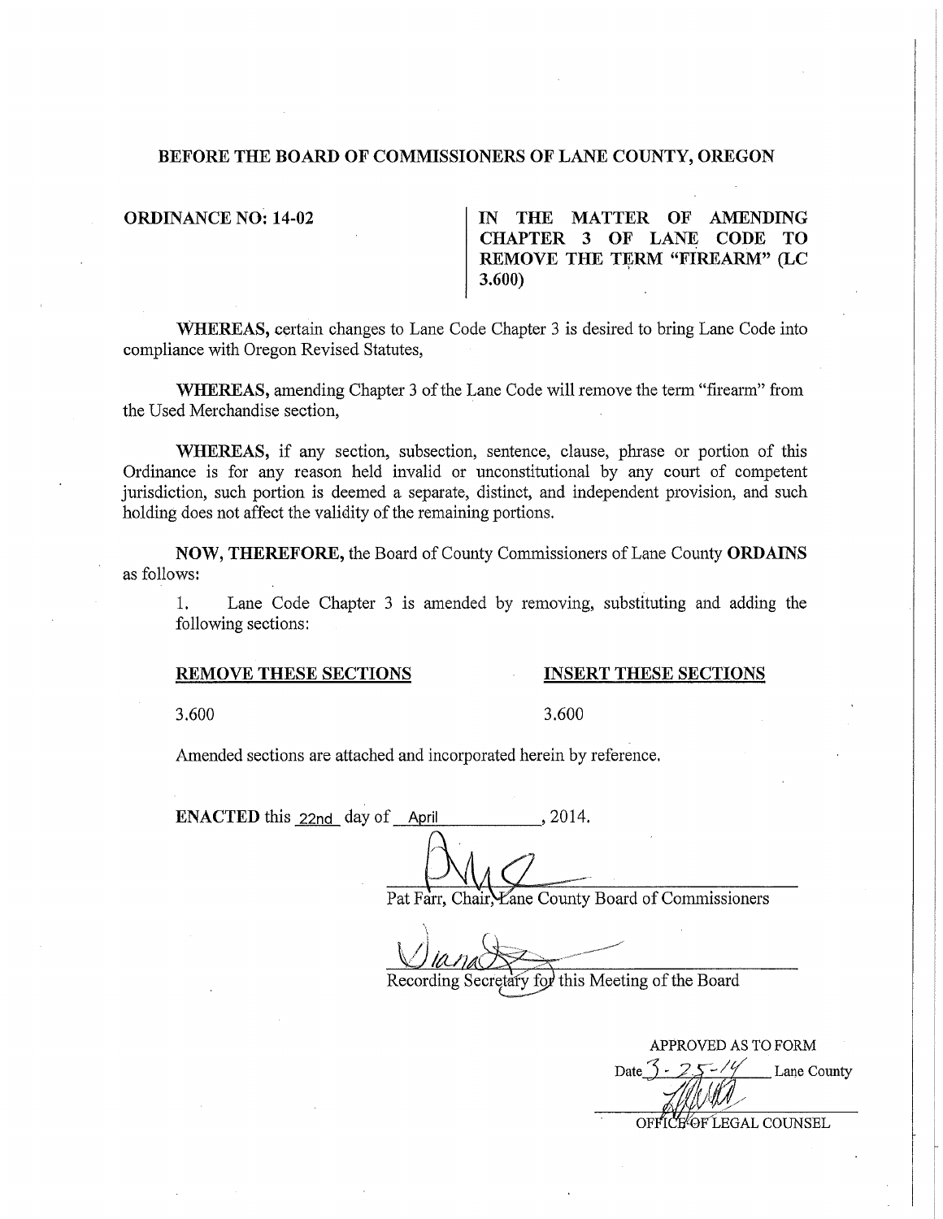# BEFORE THE BOARD OF COMMISSIONERS OF LANE COUNTY, OREGON

**ORDINANCE NO: 14-02**

**IN THE MATTER OF AMENDING CHAPTER 3 OF LANE CODE TO REMOVE THE TERM "FIREARM" (LC 3.600)**

**WHEREAS,** certain changes to Lane Code Chapter 3 is desired to bring Lane Code into compliance with Oregon Revised Statutes,

**WHEREAS,** amending Chapter 3 of the Lane Code will remove the term "firearm" from the Used Merchandise section,

**WHEREAS,** if any section, subsection, sentence, clause, phrase or portion of this Ordinance is for any reason held invalid or unconstitutional by any court of competent jurisdiction, such portion is deemed a separate, distinct, and independent provision, and such holding does not affect the validity of the remaining portions.

**NOW, THEREFORE,** the Board of County Commissioners of Lane County **ORDAINS** as follows:

1. Lane Code Chapter 3 is amended by removing, substituting and adding the following sections:

| **REMOVE THESE SECTIONS** | **INSERT THESE SECTIONS** |
| --- | --- |
| 3.600 | 3.600 |

Amended sections are attached and incorporated herein by reference.

**ENACTED** this 22nd day of April, 2014.

Pat Farr, Chair, Lane County Board of Commissioners

Recording Secretary for this Meeting of the Board

APPROVED AS TO FORM
Date 3-25-14 Lane County
OFFICE OF LEGAL COUNSEL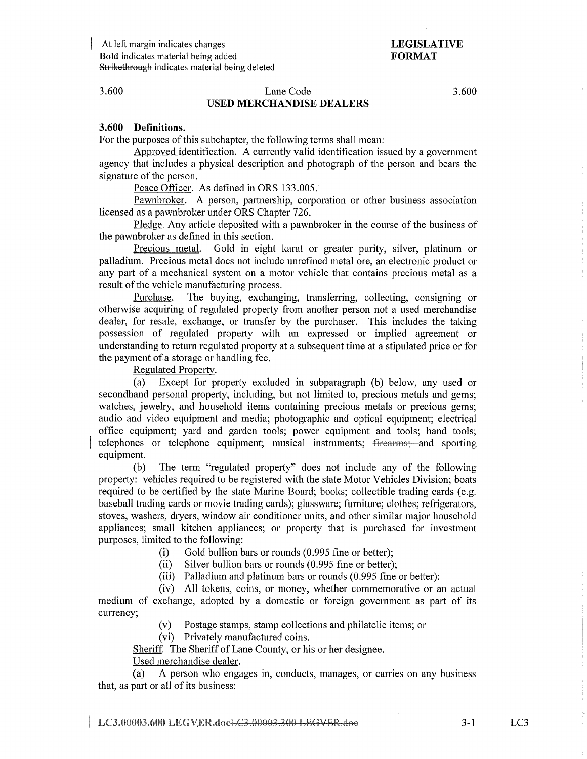| At left margin indicates changes
**Bold** indicates material being added
~~Strikethrough~~ indicates material being deleted

**LEGISLATIVE FORMAT**

3.600 Lane Code 3.600

**USED MERCHANDISE DEALERS**

**3.600 Definitions.**

For the purposes of this subchapter, the following terms shall mean:

Approved identification. A currently valid identification issued by a government agency that includes a physical description and photograph of the person and bears the signature of the person.

Peace Officer. As defined in ORS 133.005.

Pawnbroker. A person, partnership, corporation or other business association licensed as a pawnbroker under ORS Chapter 726.

Pledge. Any article deposited with a pawnbroker in the course of the business of the pawnbroker as defined in this section.

Precious metal. Gold in eight karat or greater purity, silver, platinum or palladium. Precious metal does not include unrefined metal ore, an electronic product or any part of a mechanical system on a motor vehicle that contains precious metal as a result of the vehicle manufacturing process.

Purchase. The buying, exchanging, transferring, collecting, consigning or otherwise acquiring of regulated property from another person not a used merchandise dealer, for resale, exchange, or transfer by the purchaser. This includes the taking possession of regulated property with an expressed or implied agreement or understanding to return regulated property at a subsequent time at a stipulated price or for the payment of a storage or handling fee.

Regulated Property.

(a) Except for property excluded in subparagraph (b) below, any used or secondhand personal property, including, but not limited to, precious metals and gems; watches, jewelry, and household items containing precious metals or precious gems; audio and video equipment and media; photographic and optical equipment; electrical office equipment; yard and garden tools; power equipment and tools; hand tools; telephones or telephone equipment; musical instruments; ~~firearms;~~ and sporting equipment.

(b) The term "regulated property" does not include any of the following property: vehicles required to be registered with the state Motor Vehicles Division; boats required to be certified by the state Marine Board; books; collectible trading cards (e.g. baseball trading cards or movie trading cards); glassware; furniture; clothes; refrigerators, stoves, washers, dryers, window air conditioner units, and other similar major household appliances; small kitchen appliances; or property that is purchased for investment purposes, limited to the following:

(i) Gold bullion bars or rounds (0.995 fine or better);

(ii) Silver bullion bars or rounds (0.995 fine or better);

(iii) Palladium and platinum bars or rounds (0.995 fine or better);

(iv) All tokens, coins, or money, whether commemorative or an actual medium of exchange, adopted by a domestic or foreign government as part of its currency;

(v) Postage stamps, stamp collections and philatelic items; or

(vi) Privately manufactured coins.

Sheriff. The Sheriff of Lane County, or his or her designee.

Used merchandise dealer.

(a) A person who engages in, conducts, manages, or carries on any business that, as part or all of its business: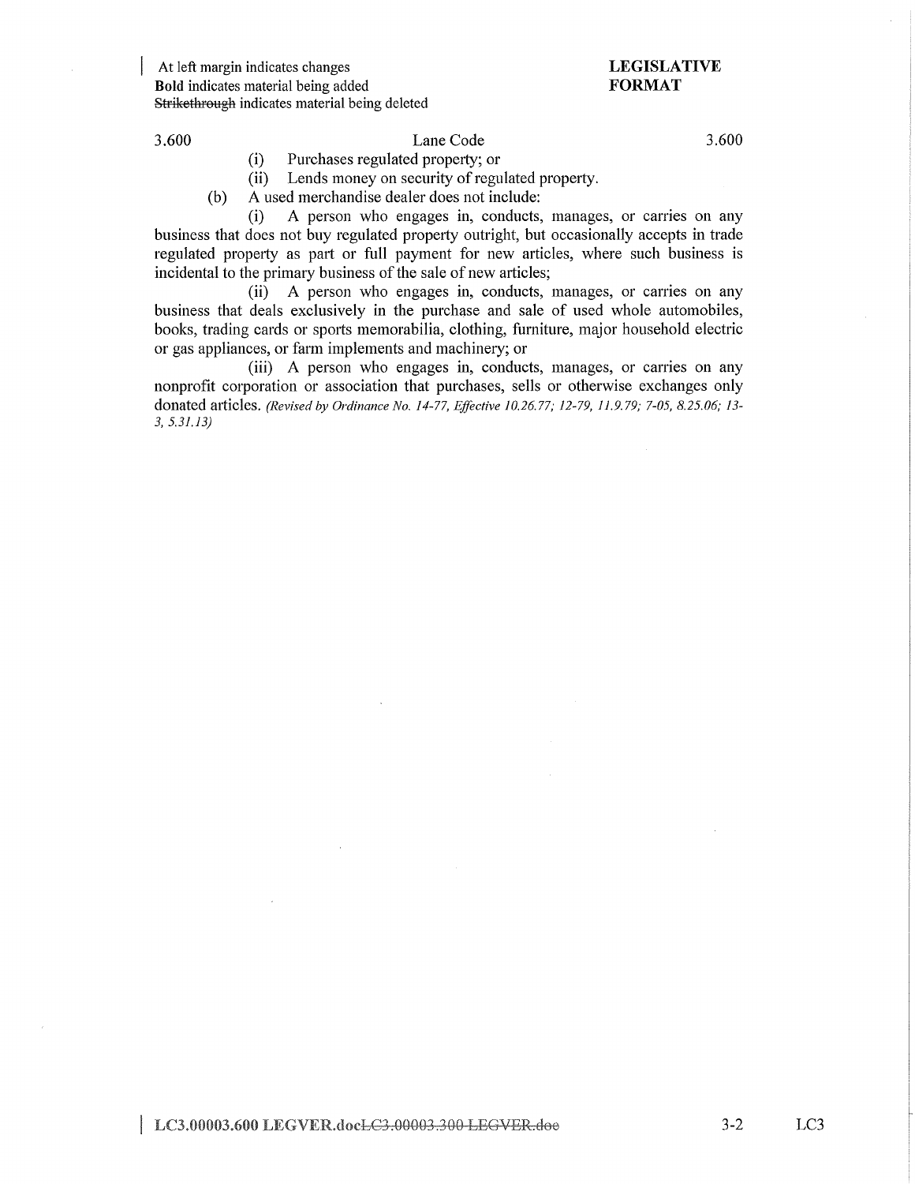(i) Purchases regulated property; or

(ii) Lends money on security of regulated property.

(b) A used merchandise dealer does not include:

(i) A person who engages in, conducts, manages, or carries on any business that does not buy regulated property outright, but occasionally accepts in trade regulated property as part or full payment for new articles, where such business is incidental to the primary business of the sale of new articles;

(ii) A person who engages in, conducts, manages, or carries on any business that deals exclusively in the purchase and sale of used whole automobiles, books, trading cards or sports memorabilia, clothing, furniture, major household electric or gas appliances, or farm implements and machinery; or

(iii) A person who engages in, conducts, manages, or carries on any nonprofit corporation or association that purchases, sells or otherwise exchanges only donated articles. *(Revised by Ordinance No. 14-77, Effective 10.26.77; 12-79, 11.9.79; 7-05, 8.25.06; 13-3, 5.31.13)*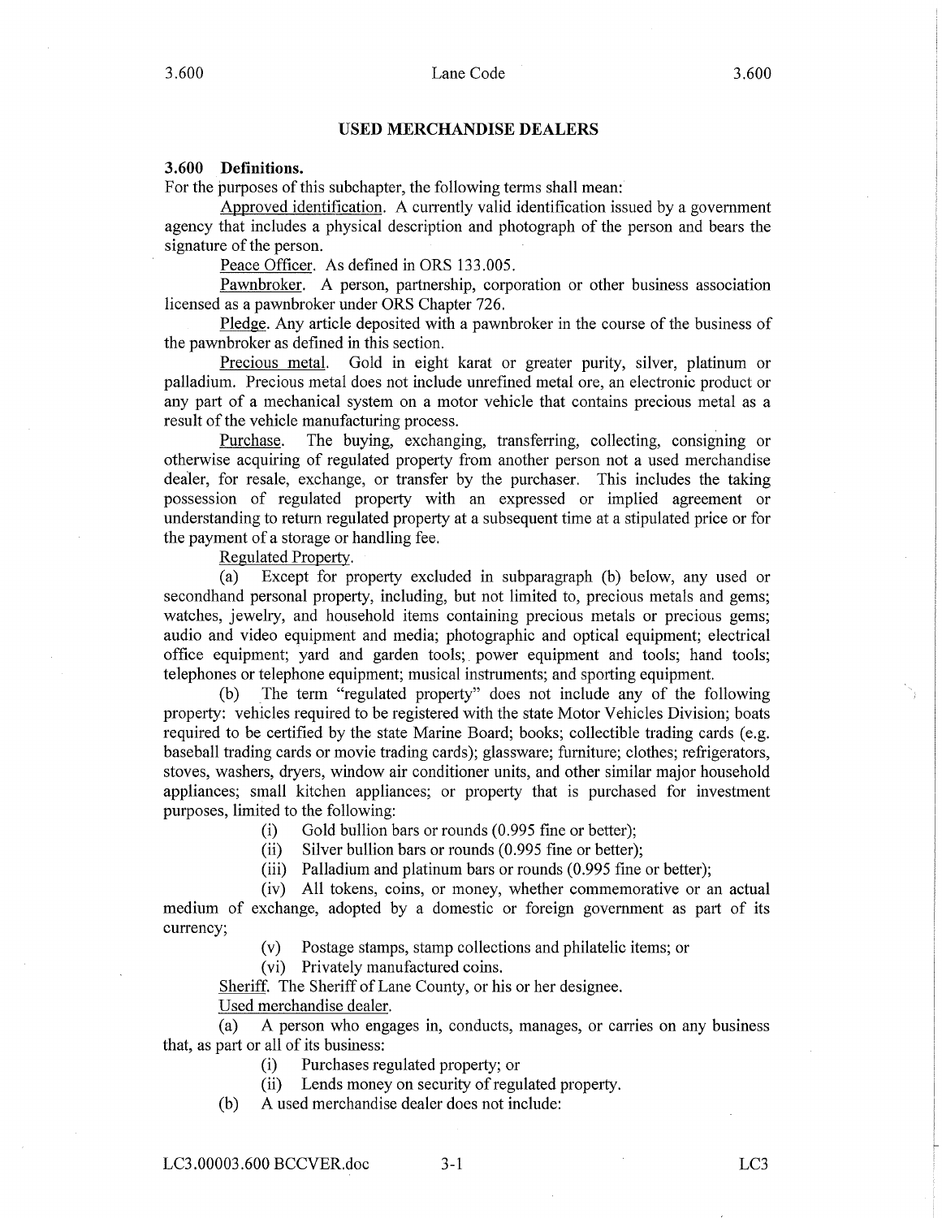## USED MERCHANDISE DEALERS

**3.600 Definitions.**

For the purposes of this subchapter, the following terms shall mean:

Approved identification. A currently valid identification issued by a government agency that includes a physical description and photograph of the person and bears the signature of the person.

Peace Officer. As defined in ORS 133.005.

Pawnbroker. A person, partnership, corporation or other business association licensed as a pawnbroker under ORS Chapter 726.

Pledge. Any article deposited with a pawnbroker in the course of the business of the pawnbroker as defined in this section.

Precious metal. Gold in eight karat or greater purity, silver, platinum or palladium. Precious metal does not include unrefined metal ore, an electronic product or any part of a mechanical system on a motor vehicle that contains precious metal as a result of the vehicle manufacturing process.

Purchase. The buying, exchanging, transferring, collecting, consigning or otherwise acquiring of regulated property from another person not a used merchandise dealer, for resale, exchange, or transfer by the purchaser. This includes the taking possession of regulated property with an expressed or implied agreement or understanding to return regulated property at a subsequent time at a stipulated price or for the payment of a storage or handling fee.

Regulated Property.

(a) Except for property excluded in subparagraph (b) below, any used or secondhand personal property, including, but not limited to, precious metals and gems; watches, jewelry, and household items containing precious metals or precious gems; audio and video equipment and media; photographic and optical equipment; electrical office equipment; yard and garden tools; power equipment and tools; hand tools; telephones or telephone equipment; musical instruments; and sporting equipment.

(b) The term "regulated property" does not include any of the following property: vehicles required to be registered with the state Motor Vehicles Division; boats required to be certified by the state Marine Board; books; collectible trading cards (e.g. baseball trading cards or movie trading cards); glassware; furniture; clothes; refrigerators, stoves, washers, dryers, window air conditioner units, and other similar major household appliances; small kitchen appliances; or property that is purchased for investment purposes, limited to the following:

(i) Gold bullion bars or rounds (0.995 fine or better);

(ii) Silver bullion bars or rounds (0.995 fine or better);

(iii) Palladium and platinum bars or rounds (0.995 fine or better);

(iv) All tokens, coins, or money, whether commemorative or an actual medium of exchange, adopted by a domestic or foreign government as part of its currency;

(v) Postage stamps, stamp collections and philatelic items; or

(vi) Privately manufactured coins.

Sheriff. The Sheriff of Lane County, or his or her designee.

Used merchandise dealer.

(a) A person who engages in, conducts, manages, or carries on any business that, as part or all of its business:

(i) Purchases regulated property; or

(ii) Lends money on security of regulated property.

(b) A used merchandise dealer does not include: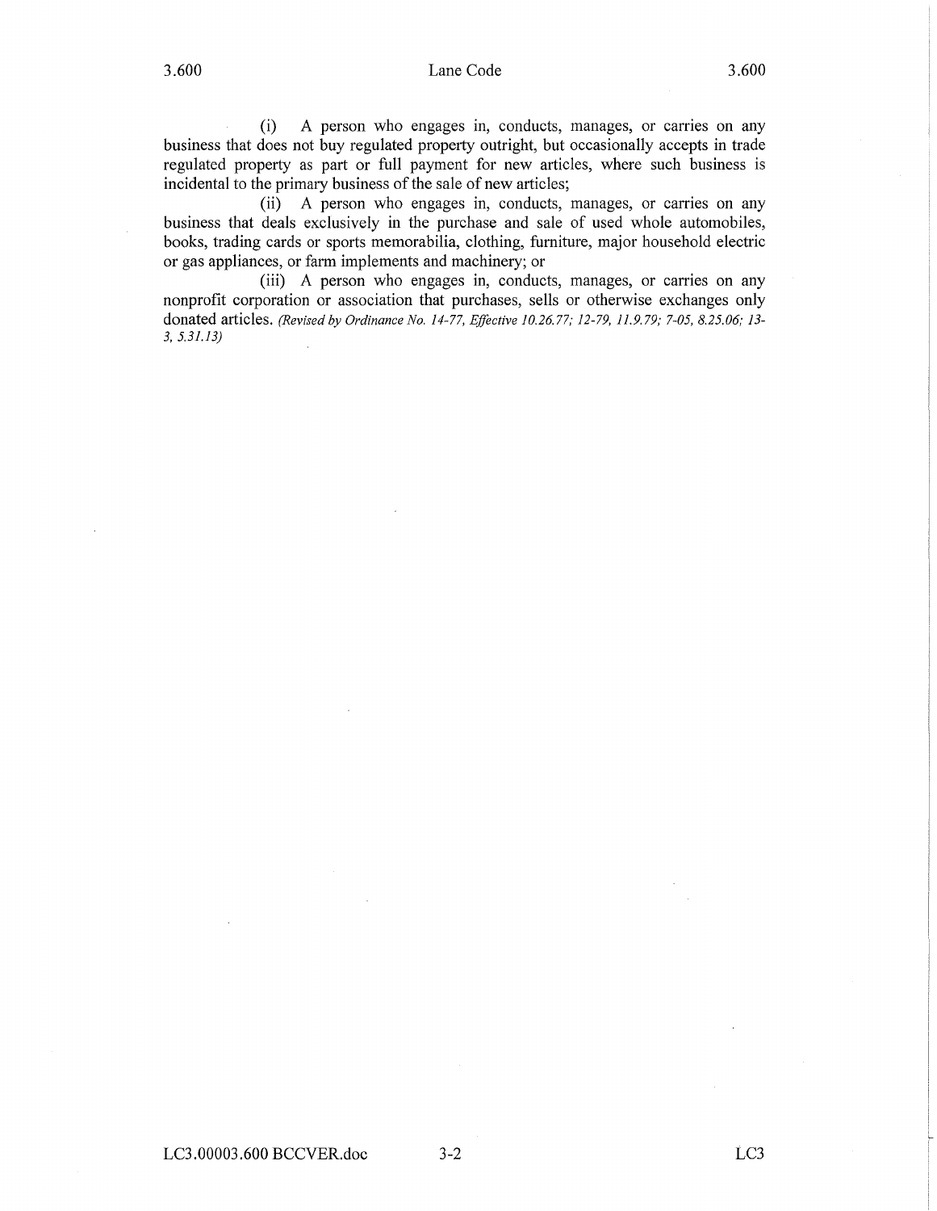(i) A person who engages in, conducts, manages, or carries on any business that does not buy regulated property outright, but occasionally accepts in trade regulated property as part or full payment for new articles, where such business is incidental to the primary business of the sale of new articles;

(ii) A person who engages in, conducts, manages, or carries on any business that deals exclusively in the purchase and sale of used whole automobiles, books, trading cards or sports memorabilia, clothing, furniture, major household electric or gas appliances, or farm implements and machinery; or

(iii) A person who engages in, conducts, manages, or carries on any nonprofit corporation or association that purchases, sells or otherwise exchanges only donated articles. *(Revised by Ordinance No. 14-77, Effective 10.26.77; 12-79, 11.9.79; 7-05, 8.25.06; 13-3, 5.31.13)*